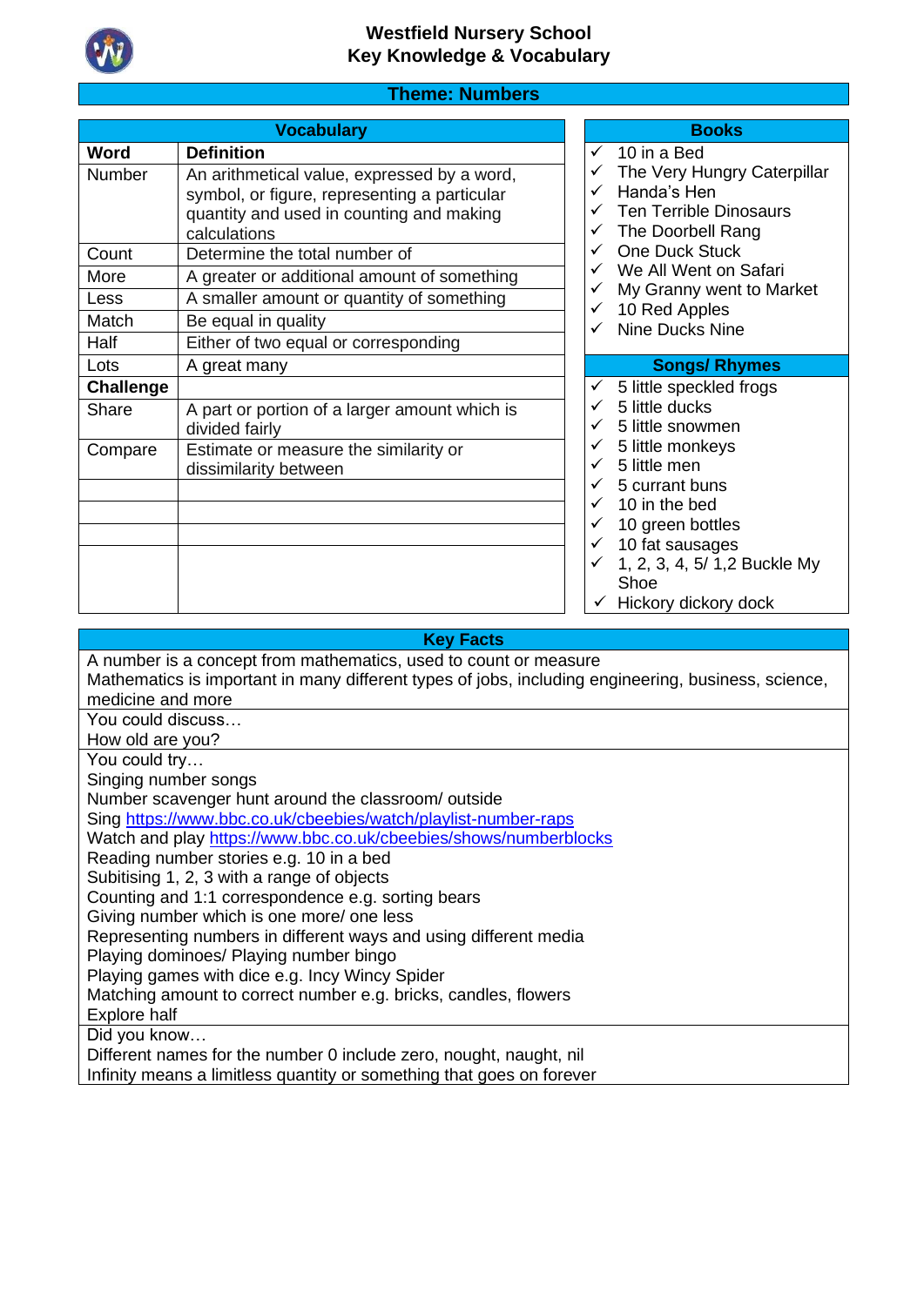# Westfield Nursery School
## Key Knowledge & Vocabulary

## Theme: Numbers

### Vocabulary

| Word | Definition |
|---|---|
| Number | An arithmetical value, expressed by a word, symbol, or figure, representing a particular quantity and used in counting and making calculations |
| Count | Determine the total number of |
| More | A greater or additional amount of something |
| Less | A smaller amount or quantity of something |
| Match | Be equal in quality |
| Half | Either of two equal or corresponding |
| Lots | A great many |
| **Challenge** | |
| Share | A part or portion of a larger amount which is divided fairly |
| Compare | Estimate or measure the similarity or dissimilarity between |
| | |
| | |
| | |
| | |

### Books

- ✓ 10 in a Bed
- ✓ The Very Hungry Caterpillar
- ✓ Handa's Hen
- ✓ Ten Terrible Dinosaurs
- ✓ The Doorbell Rang
- ✓ One Duck Stuck
- ✓ We All Went on Safari
- ✓ My Granny went to Market
- ✓ 10 Red Apples
- ✓ Nine Ducks Nine

### Songs/ Rhymes

- ✓ 5 little speckled frogs
- ✓ 5 little ducks
- ✓ 5 little snowmen
- ✓ 5 little monkeys
- ✓ 5 little men
- ✓ 5 currant buns
- ✓ 10 in the bed
- ✓ 10 green bottles
- ✓ 10 fat sausages
- ✓ 1, 2, 3, 4, 5/ 1,2 Buckle My Shoe
- ✓ Hickory dickory dock

### Key Facts

A number is a concept from mathematics, used to count or measure
Mathematics is important in many different types of jobs, including engineering, business, science, medicine and more

You could discuss…
How old are you?

You could try…
Singing number songs
Number scavenger hunt around the classroom/ outside
Sing https://www.bbc.co.uk/cbeebies/watch/playlist-number-raps
Watch and play https://www.bbc.co.uk/cbeebies/shows/numberblocks
Reading number stories e.g. 10 in a bed
Subitising 1, 2, 3 with a range of objects
Counting and 1:1 correspondence e.g. sorting bears
Giving number which is one more/ one less
Representing numbers in different ways and using different media
Playing dominoes/ Playing number bingo
Playing games with dice e.g. Incy Wincy Spider
Matching amount to correct number e.g. bricks, candles, flowers
Explore half

Did you know…
Different names for the number 0 include zero, nought, naught, nil
Infinity means a limitless quantity or something that goes on forever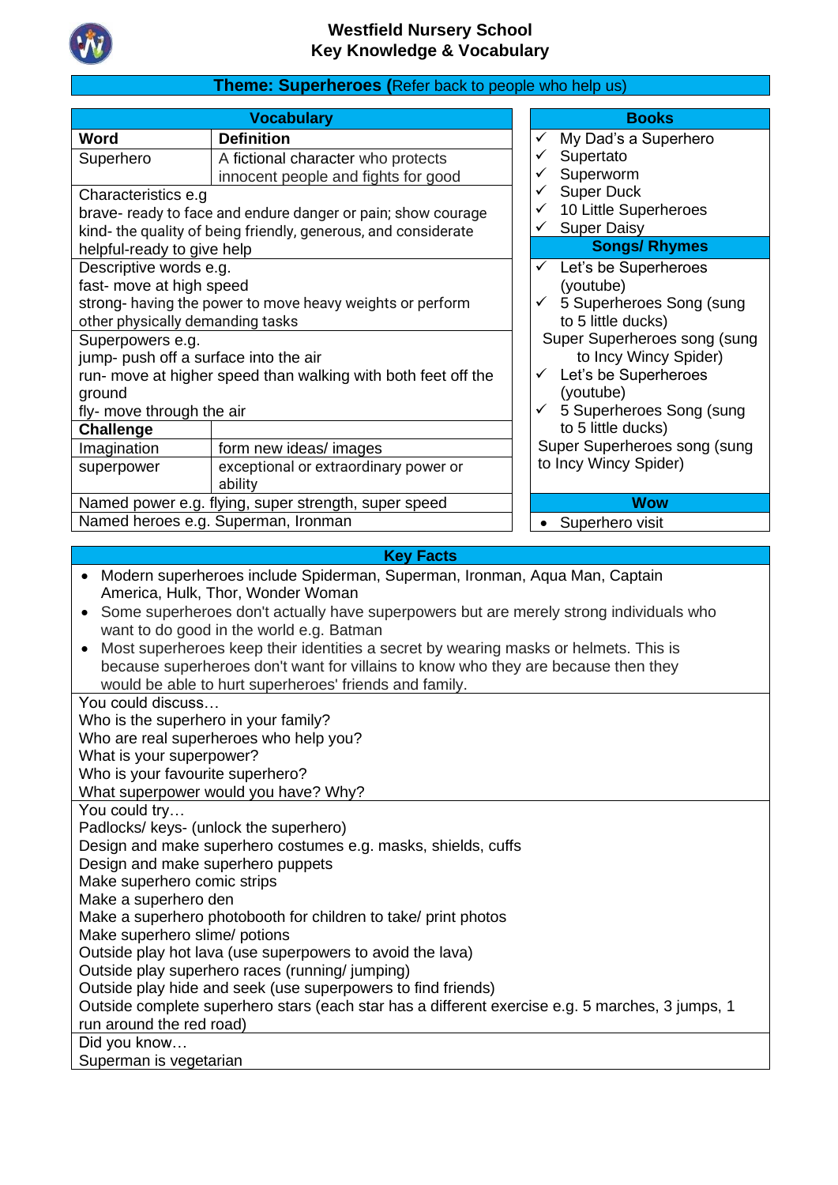# Westfield Nursery School
## Key Knowledge & Vocabulary

**Theme: Superheroes (**Refer back to people who help us)

### Vocabulary

| Word | Definition |
|---|---|
| Superhero | A fictional character who protects innocent people and fights for good |
| Characteristics e.g. brave- ready to face and endure danger or pain; show courage kind- the quality of being friendly, generous, and considerate helpful-ready to give help | |
| Descriptive words e.g. fast- move at high speed strong- having the power to move heavy weights or perform other physically demanding tasks | |
| Superpowers e.g. jump- push off a surface into the air run- move at higher speed than walking with both feet off the ground fly- move through the air | |
| **Challenge** | |
| Imagination | form new ideas/ images |
| superpower | exceptional or extraordinary power or ability |
| Named power e.g. flying, super strength, super speed | |
| Named heroes e.g. Superman, Ironman | |

### Books

- ✓ My Dad's a Superhero
- ✓ Supertato
- ✓ Superworm
- ✓ Super Duck
- ✓ 10 Little Superheroes
- ✓ Super Daisy

### Songs/ Rhymes

- ✓ Let's be Superheroes (youtube)
- ✓ 5 Superheroes Song (sung to 5 little ducks)
- Super Superheroes song (sung to Incy Wincy Spider)
- ✓ Let's be Superheroes (youtube)
- ✓ 5 Superheroes Song (sung to 5 little ducks)
- Super Superheroes song (sung to Incy Wincy Spider)

### Wow

- Superhero visit

### Key Facts

- Modern superheroes include Spiderman, Superman, Ironman, Aqua Man, Captain America, Hulk, Thor, Wonder Woman
- Some superheroes don't actually have superpowers but are merely strong individuals who want to do good in the world e.g. Batman
- Most superheroes keep their identities a secret by wearing masks or helmets. This is because superheroes don't want for villains to know who they are because then they would be able to hurt superheroes' friends and family.

You could discuss…
Who is the superhero in your family?
Who are real superheroes who help you?
What is your superpower?
Who is your favourite superhero?
What superpower would you have? Why?

You could try…
Padlocks/ keys- (unlock the superhero)
Design and make superhero costumes e.g. masks, shields, cuffs
Design and make superhero puppets
Make superhero comic strips
Make a superhero den
Make a superhero photobooth for children to take/ print photos
Make superhero slime/ potions
Outside play hot lava (use superpowers to avoid the lava)
Outside play superhero races (running/ jumping)
Outside play hide and seek (use superpowers to find friends)
Outside complete superhero stars (each star has a different exercise e.g. 5 marches, 3 jumps, 1 run around the red road)

Did you know…
Superman is vegetarian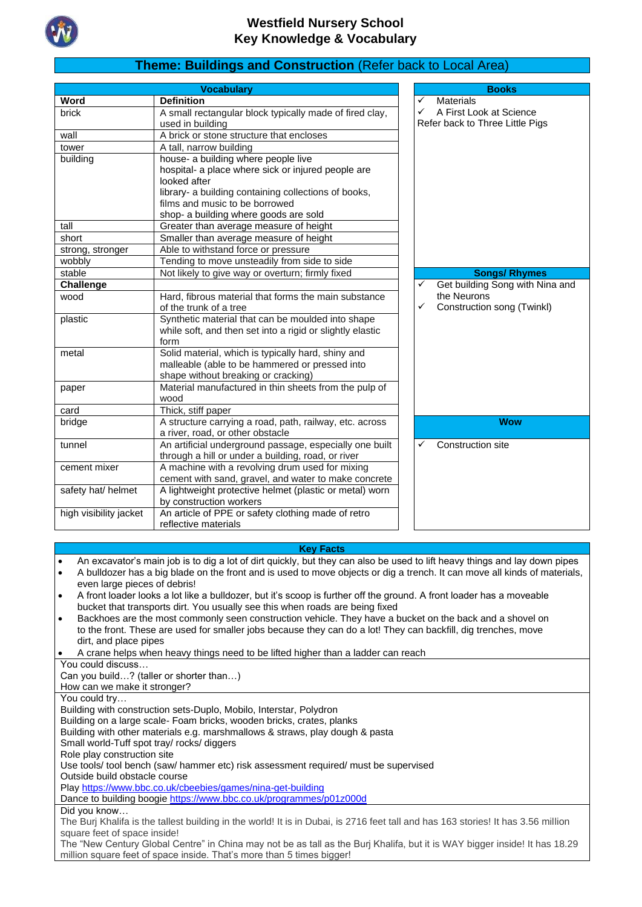# Westfield Nursery School
# Key Knowledge & Vocabulary

## Theme: Buildings and Construction (Refer back to Local Area)

### Vocabulary

| Word | Definition |
|---|---|
| brick | A small rectangular block typically made of fired clay, used in building |
| wall | A brick or stone structure that encloses |
| tower | A tall, narrow building |
| building | house- a building where people live<br>hospital- a place where sick or injured people are looked after<br>library- a building containing collections of books, films and music to be borrowed<br>shop- a building where goods are sold |
| tall | Greater than average measure of height |
| short | Smaller than average measure of height |
| strong, stronger | Able to withstand force or pressure |
| wobbly | Tending to move unsteadily from side to side |
| stable | Not likely to give way or overturn; firmly fixed |
| **Challenge** | |
| wood | Hard, fibrous material that forms the main substance of the trunk of a tree |
| plastic | Synthetic material that can be moulded into shape while soft, and then set into a rigid or slightly elastic form |
| metal | Solid material, which is typically hard, shiny and malleable (able to be hammered or pressed into shape without breaking or cracking) |
| paper | Material manufactured in thin sheets from the pulp of wood |
| card | Thick, stiff paper |
| bridge | A structure carrying a road, path, railway, etc. across a river, road, or other obstacle |
| tunnel | An artificial underground passage, especially one built through a hill or under a building, road, or river |
| cement mixer | A machine with a revolving drum used for mixing cement with sand, gravel, and water to make concrete |
| safety hat/ helmet | A lightweight protective helmet (plastic or metal) worn by construction workers |
| high visibility jacket | An article of PPE or safety clothing made of retro reflective materials |

### Books

- ✓ Materials
- ✓ A First Look at Science

Refer back to Three Little Pigs

### Songs/ Rhymes

- ✓ Get building Song with Nina and the Neurons
- ✓ Construction song (Twinkl)

### Wow

- ✓ Construction site

### Key Facts

- An excavator's main job is to dig a lot of dirt quickly, but they can also be used to lift heavy things and lay down pipes
- A bulldozer has a big blade on the front and is used to move objects or dig a trench. It can move all kinds of materials, even large pieces of debris!
- A front loader looks a lot like a bulldozer, but it's scoop is further off the ground. A front loader has a moveable bucket that transports dirt. You usually see this when roads are being fixed
- Backhoes are the most commonly seen construction vehicle. They have a bucket on the back and a shovel on to the front. These are used for smaller jobs because they can do a lot! They can backfill, dig trenches, move dirt, and place pipes
- A crane helps when heavy things need to be lifted higher than a ladder can reach

You could discuss…
Can you build…? (taller or shorter than…)
How can we make it stronger?

You could try…
Building with construction sets-Duplo, Mobilo, Interstar, Polydron
Building on a large scale- Foam bricks, wooden bricks, crates, planks
Building with other materials e.g. marshmallows & straws, play dough & pasta
Small world-Tuff spot tray/ rocks/ diggers
Role play construction site
Use tools/ tool bench (saw/ hammer etc) risk assessment required/ must be supervised
Outside build obstacle course
Play https://www.bbc.co.uk/cbeebies/games/nina-get-building
Dance to building boogie https://www.bbc.co.uk/programmes/p01z000d

Did you know…
The Burj Khalifa is the tallest building in the world! It is in Dubai, is 2716 feet tall and has 163 stories! It has 3.56 million square feet of space inside!
The "New Century Global Centre" in China may not be as tall as the Burj Khalifa, but it is WAY bigger inside! It has 18.29 million square feet of space inside. That's more than 5 times bigger!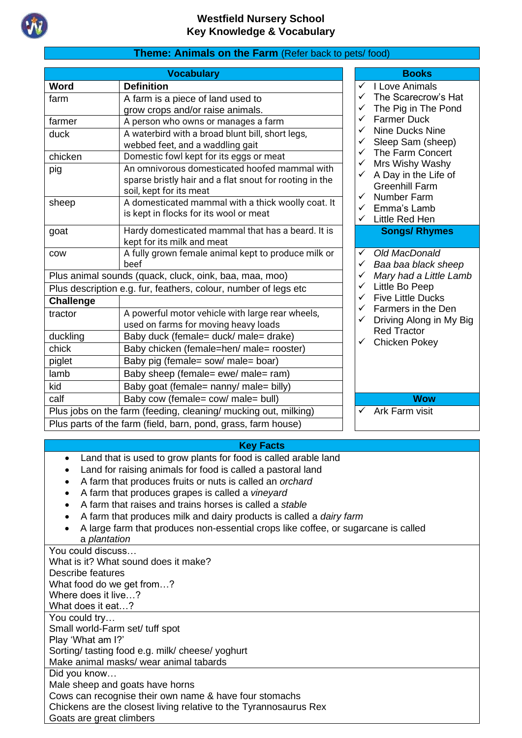# Westfield Nursery School
## Key Knowledge & Vocabulary

## Theme: Animals on the Farm (Refer back to pets/ food)

### Vocabulary

| Word | Definition |
|---|---|
| farm | A farm is a piece of land used to grow crops and/or raise animals. |
| farmer | A person who owns or manages a farm |
| duck | A waterbird with a broad blunt bill, short legs, webbed feet, and a waddling gait |
| chicken | Domestic fowl kept for its eggs or meat |
| pig | An omnivorous domesticated hoofed mammal with sparse bristly hair and a flat snout for rooting in the soil, kept for its meat |
| sheep | A domesticated mammal with a thick woolly coat. It is kept in flocks for its wool or meat |
| goat | Hardy domesticated mammal that has a beard. It is kept for its milk and meat |
| cow | A fully grown female animal kept to produce milk or beef |
| Plus animal sounds (quack, cluck, oink, baa, maa, moo) | |
| Plus description e.g. fur, feathers, colour, number of legs etc | |
| **Challenge** | |
| tractor | A powerful motor vehicle with large rear wheels, used on farms for moving heavy loads |
| duckling | Baby duck (female= duck/ male= drake) |
| chick | Baby chicken (female=hen/ male= rooster) |
| piglet | Baby pig (female= sow/ male= boar) |
| lamb | Baby sheep (female= ewe/ male= ram) |
| kid | Baby goat (female= nanny/ male= billy) |
| calf | Baby cow (female= cow/ male= bull) |
| Plus jobs on the farm (feeding, cleaning/ mucking out, milking) | |
| Plus parts of the farm (field, barn, pond, grass, farm house) | |

### Books

- ✓ I Love Animals
- ✓ The Scarecrow's Hat
- ✓ The Pig in The Pond
- ✓ Farmer Duck
- ✓ Nine Ducks Nine
- ✓ Sleep Sam (sheep)
- ✓ The Farm Concert
- ✓ Mrs Wishy Washy
- ✓ A Day in the Life of Greenhill Farm
- ✓ Number Farm
- ✓ Emma's Lamb
- ✓ Little Red Hen

### Songs/ Rhymes

- ✓ *Old MacDonald*
- ✓ *Baa baa black sheep*
- ✓ *Mary had a Little Lamb*
- ✓ Little Bo Peep
- ✓ Five Little Ducks
- ✓ Farmers in the Den
- ✓ Driving Along in My Big Red Tractor
- ✓ Chicken Pokey

### Wow

- ✓ Ark Farm visit

### Key Facts

- Land that is used to grow plants for food is called arable land
- Land for raising animals for food is called a pastoral land
- A farm that produces fruits or nuts is called an *orchard*
- A farm that produces grapes is called a *vineyard*
- A farm that raises and trains horses is called a *stable*
- A farm that produces milk and dairy products is called a *dairy farm*
- A large farm that produces non-essential crops like coffee, or sugarcane is called a *plantation*

You could discuss…
What is it? What sound does it make?
Describe features
What food do we get from…?
Where does it live…?
What does it eat…?

You could try…
Small world-Farm set/ tuff spot
Play 'What am I?'
Sorting/ tasting food e.g. milk/ cheese/ yoghurt
Make animal masks/ wear animal tabards

Did you know…
Male sheep and goats have horns
Cows can recognise their own name & have four stomachs
Chickens are the closest living relative to the Tyrannosaurus Rex
Goats are great climbers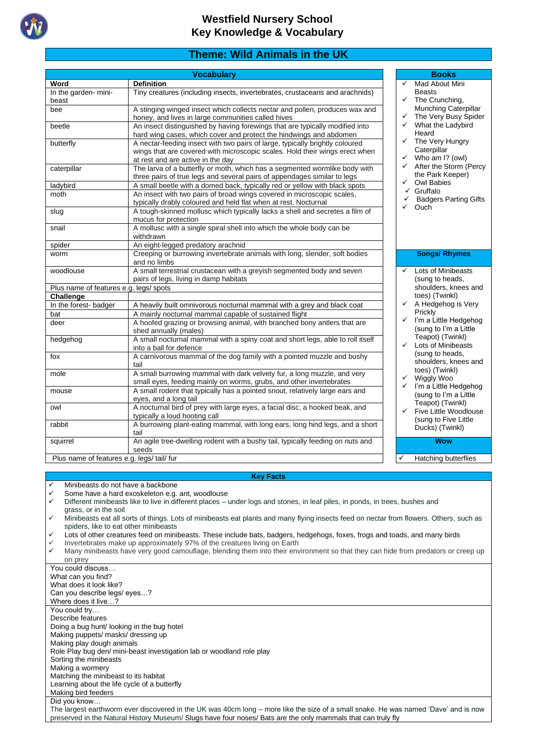# Westfield Nursery School
# Key Knowledge & Vocabulary

## Theme: Wild Animals in the UK

### Vocabulary

| Word | Definition |
|---|---|
| In the garden- mini-beast | Tiny creatures (including insects, invertebrates, crustaceans and arachnids) |
| bee | A stinging winged insect which collects nectar and pollen, produces wax and honey, and lives in large communities called hives |
| beetle | An insect distinguished by having forewings that are typically modified into hard wing cases, which cover and protect the hindwings and abdomen |
| butterfly | A nectar-feeding insect with two pairs of large, typically brightly coloured wings that are covered with microscopic scales. Hold their wings erect when at rest and are active in the day |
| caterpillar | The larva of a butterfly or moth, which has a segmented wormlike body with three pairs of true legs and several pairs of appendages similar to legs |
| ladybird | A small beetle with a domed back, typically red or yellow with black spots |
| moth | An insect with two pairs of broad wings covered in microscopic scales, typically drably coloured and held flat when at rest. Nocturnal |
| slug | A tough-skinned mollusc which typically lacks a shell and secretes a film of mucus for protection |
| snail | A mollusc with a single spiral shell into which the whole body can be withdrawn |
| spider | An eight-legged predatory arachnid |
| worm | Creeping or burrowing invertebrate animals with long, slender, soft bodies and no limbs |
| woodlouse | A small terrestrial crustacean with a greyish segmented body and seven pairs of legs, living in damp habitats |
| Plus name of features e.g. legs/ spots | |
| **Challenge** | |
| In the forest- badger | A heavily built omnivorous nocturnal mammal with a grey and black coat |
| bat | A mainly nocturnal mammal capable of sustained flight |
| deer | A hoofed grazing or browsing animal, with branched bony antlers that are shed annually (males) |
| hedgehog | A small nocturnal mammal with a spiny coat and short legs, able to roll itself into a ball for defence |
| fox | A carnivorous mammal of the dog family with a pointed muzzle and bushy tail |
| mole | A small burrowing mammal with dark velvety fur, a long muzzle, and very small eyes, feeding mainly on worms, grubs, and other invertebrates |
| mouse | A small rodent that typically has a pointed snout, relatively large ears and eyes, and a long tail |
| owl | A nocturnal bird of prey with large eyes, a facial disc, a hooked beak, and typically a loud hooting call |
| rabbit | A burrowing plant-eating mammal, with long ears, long hind legs, and a short tail |
| squirrel | An agile tree-dwelling rodent with a bushy tail, typically feeding on nuts and seeds |
| Plus name of features e.g. legs/ tail/ fur | |

### Books

- ✓ Mad About Mini Beasts
- ✓ The Crunching, Munching Caterpillar
- ✓ The Very Busy Spider
- ✓ What the Ladybird Heard
- ✓ The Very Hungry Caterpillar
- ✓ Who am I? (owl)
- ✓ After the Storm (Percy the Park Keeper)
- ✓ Owl Babies
- ✓ Gruffalo
- ✓ Badgers Parting Gifts
- ✓ Ouch

### Songs/ Rhymes

- ✓ Lots of Minibeasts (sung to heads, shoulders, knees and toes) (Twinkl)
- ✓ A Hedgehog is Very Prickly
- ✓ I'm a Little Hedgehog (sung to I'm a Little Teapot) (Twinkl)
- ✓ Lots of Minibeasts (sung to heads, shoulders, knees and toes) (Twinkl)
- ✓ Wiggly Woo
- ✓ I'm a Little Hedgehog (sung to I'm a Little Teapot) (Twinkl)
- ✓ Five Little Woodlouse (sung to Five Little Ducks) (Twinkl)

### Wow

- ✓ Hatching butterflies

### Key Facts

- ✓ Minibeasts do not have a backbone
- ✓ Some have a hard exoskeleton e.g. ant, woodlouse
- ✓ Different minibeasts like to live in different places – under logs and stones, in leaf piles, in ponds, in trees, bushes and grass, or in the soil
- ✓ Minibeasts eat all sorts of things. Lots of minibeasts eat plants and many flying insects feed on nectar from flowers. Others, such as spiders, like to eat other minibeasts
- ✓ Lots of other creatures feed on minibeasts. These include bats, badgers, hedgehogs, foxes, frogs and toads, and many birds
- ✓ Invertebrates make up approximately 97% of the creatures living on Earth
- ✓ Many minibeasts have very good camouflage, blending them into their environment so that they can hide from predators or creep up on prey

You could discuss…
What can you find?
What does it look like?
Can you describe legs/ eyes…?
Where does it live…?

You could try…
Describe features
Doing a bug hunt/ looking in the bug hotel
Making puppets/ masks/ dressing up
Making play dough animals
Role Play bug den/ mini-beast investigation lab or woodland role play
Sorting the minibeasts
Making a wormery
Matching the minibeast to its habitat
Learning about the life cycle of a butterfly
Making bird feeders

Did you know…
The largest earthworm ever discovered in the UK was 40cm long – more like the size of a small snake. He was named 'Dave' and is now preserved in the Natural History Museum/ Slugs have four noses/ Bats are the only mammals that can truly fly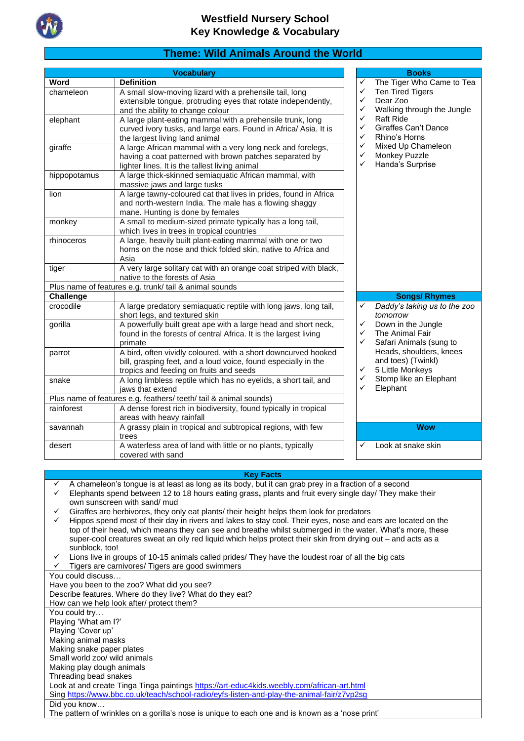# Westfield Nursery School
# Key Knowledge & Vocabulary

## Theme: Wild Animals Around the World

### Vocabulary

| Word | Definition |
|---|---|
| chameleon | A small slow-moving lizard with a prehensile tail, long extensible tongue, protruding eyes that rotate independently, and the ability to change colour |
| elephant | A large plant-eating mammal with a prehensile trunk, long curved ivory tusks, and large ears. Found in Africa/ Asia. It is the largest living land animal |
| giraffe | A large African mammal with a very long neck and forelegs, having a coat patterned with brown patches separated by lighter lines. It is the tallest living animal |
| hippopotamus | A large thick-skinned semiaquatic African mammal, with massive jaws and large tusks |
| lion | A large tawny-coloured cat that lives in prides, found in Africa and north-western India. The male has a flowing shaggy mane. Hunting is done by females |
| monkey | A small to medium-sized primate typically has a long tail, which lives in trees in tropical countries |
| rhinoceros | A large, heavily built plant-eating mammal with one or two horns on the nose and thick folded skin, native to Africa and Asia |
| tiger | A very large solitary cat with an orange coat striped with black, native to the forests of Asia |
| Plus name of features e.g. trunk/ tail & animal sounds | |
| **Challenge** | |
| crocodile | A large predatory semiaquatic reptile with long jaws, long tail, short legs, and textured skin |
| gorilla | A powerfully built great ape with a large head and short neck, found in the forests of central Africa. It is the largest living primate |
| parrot | A bird, often vividly coloured, with a short downcurved hooked bill, grasping feet, and a loud voice, found especially in the tropics and feeding on fruits and seeds |
| snake | A long limbless reptile which has no eyelids, a short tail, and jaws that extend |
| Plus name of features e.g. feathers/ teeth/ tail & animal sounds) | |
| rainforest | A dense forest rich in biodiversity, found typically in tropical areas with heavy rainfall |
| savannah | A grassy plain in tropical and subtropical regions, with few trees |
| desert | A waterless area of land with little or no plants, typically covered with sand |

### Books

- ✓ The Tiger Who Came to Tea
- ✓ Ten Tired Tigers
- ✓ Dear Zoo
- ✓ Walking through the Jungle
- ✓ Raft Ride
- ✓ Giraffes Can't Dance
- ✓ Rhino's Horns
- ✓ Mixed Up Chameleon
- ✓ Monkey Puzzle
- ✓ Handa's Surprise

### Songs/ Rhymes

- ✓ *Daddy's taking us to the zoo tomorrow*
- ✓ Down in the Jungle
- ✓ The Animal Fair
- ✓ Safari Animals (sung to Heads, shoulders, knees and toes) (Twinkl)
- ✓ 5 Little Monkeys
- ✓ Stomp like an Elephant
- ✓ Elephant

### Wow

- ✓ Look at snake skin

### Key Facts

- ✓ A chameleon's tongue is at least as long as its body, but it can grab prey in a fraction of a second
- ✓ Elephants spend between 12 to 18 hours eating grass, plants and fruit every single day/ They make their own sunscreen with sand/ mud
- ✓ Giraffes are herbivores, they only eat plants/ their height helps them look for predators
- ✓ Hippos spend most of their day in rivers and lakes to stay cool. Their eyes, nose and ears are located on the top of their head, which means they can see and breathe whilst submerged in the water. What's more, these super-cool creatures sweat an oily red liquid which helps protect their skin from drying out – and acts as a sunblock, too!
- ✓ Lions live in groups of 10-15 animals called prides/ They have the loudest roar of all the big cats
- ✓ Tigers are carnivores/ Tigers are good swimmers

You could discuss…
Have you been to the zoo? What did you see?
Describe features. Where do they live? What do they eat?
How can we help look after/ protect them?

You could try…
Playing 'What am I?'
Playing 'Cover up'
Making animal masks
Making snake paper plates
Small world zoo/ wild animals
Making play dough animals
Threading bead snakes
Look at and create Tinga Tinga paintings https://art-educ4kids.weebly.com/african-art.html
Sing https://www.bbc.co.uk/teach/school-radio/eyfs-listen-and-play-the-animal-fair/z7vp2sg

Did you know…
The pattern of wrinkles on a gorilla's nose is unique to each one and is known as a 'nose print'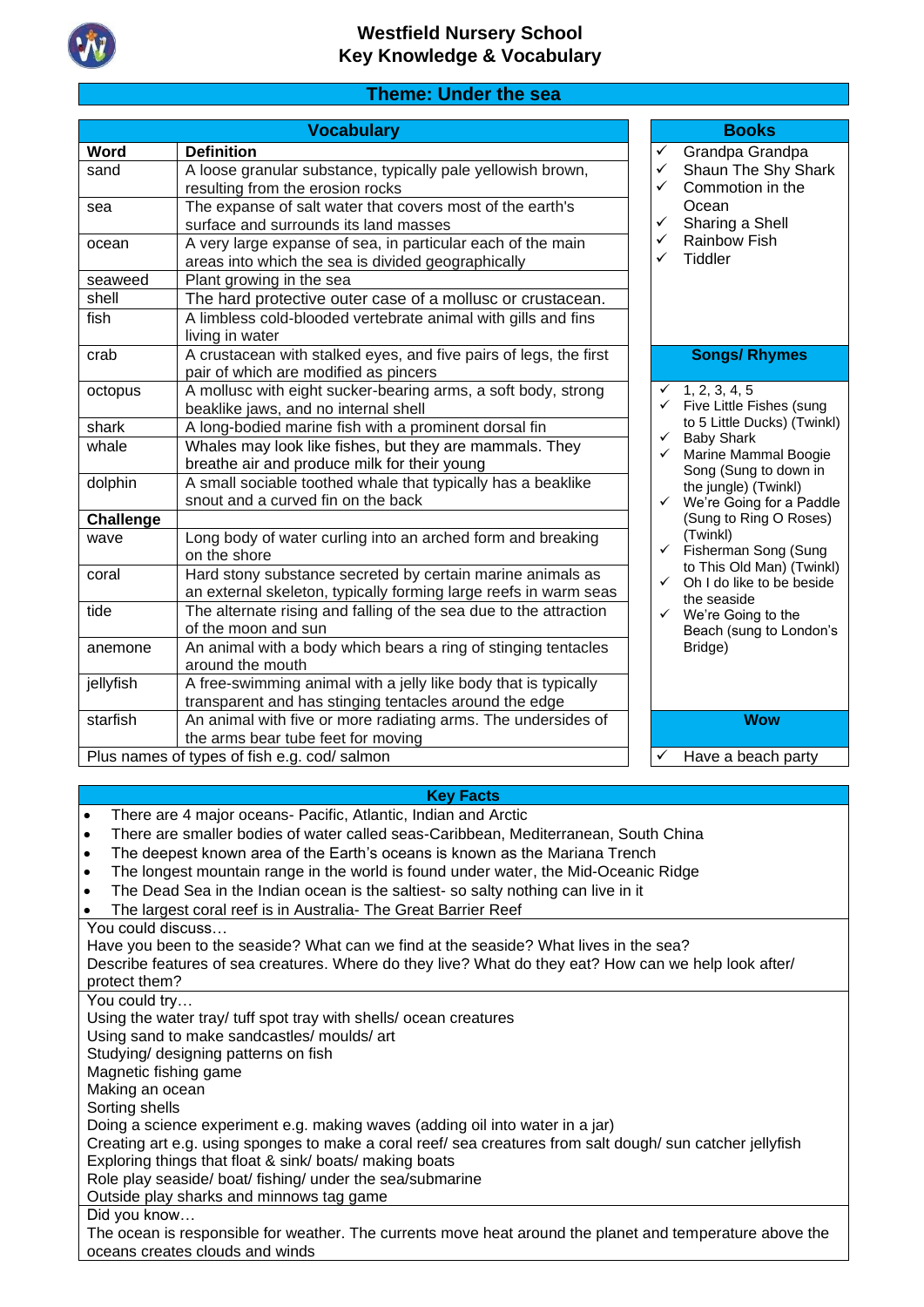# Westfield Nursery School
## Key Knowledge & Vocabulary

## Theme: Under the sea

### Vocabulary

| Word | Definition |
|---|---|
| sand | A loose granular substance, typically pale yellowish brown, resulting from the erosion rocks |
| sea | The expanse of salt water that covers most of the earth's surface and surrounds its land masses |
| ocean | A very large expanse of sea, in particular each of the main areas into which the sea is divided geographically |
| seaweed | Plant growing in the sea |
| shell | The hard protective outer case of a mollusc or crustacean. |
| fish | A limbless cold-blooded vertebrate animal with gills and fins living in water |
| crab | A crustacean with stalked eyes, and five pairs of legs, the first pair of which are modified as pincers |
| octopus | A mollusc with eight sucker-bearing arms, a soft body, strong beaklike jaws, and no internal shell |
| shark | A long-bodied marine fish with a prominent dorsal fin |
| whale | Whales may look like fishes, but they are mammals. They breathe air and produce milk for their young |
| dolphin | A small sociable toothed whale that typically has a beaklike snout and a curved fin on the back |
| **Challenge** | |
| wave | Long body of water curling into an arched form and breaking on the shore |
| coral | Hard stony substance secreted by certain marine animals as an external skeleton, typically forming large reefs in warm seas |
| tide | The alternate rising and falling of the sea due to the attraction of the moon and sun |
| anemone | An animal with a body which bears a ring of stinging tentacles around the mouth |
| jellyfish | A free-swimming animal with a jelly like body that is typically transparent and has stinging tentacles around the edge |
| starfish | An animal with five or more radiating arms. The undersides of the arms bear tube feet for moving |
| Plus names of types of fish e.g. cod/ salmon | |

### Books

- ✓ Grandpa Grandpa
- ✓ Shaun The Shy Shark
- ✓ Commotion in the Ocean
- ✓ Sharing a Shell
- ✓ Rainbow Fish
- ✓ Tiddler

### Songs/ Rhymes

- ✓ 1, 2, 3, 4, 5
- ✓ Five Little Fishes (sung to 5 Little Ducks) (Twinkl)
- ✓ Baby Shark
- ✓ Marine Mammal Boogie Song (Sung to down in the jungle) (Twinkl)
- ✓ We're Going for a Paddle (Sung to Ring O Roses) (Twinkl)
- ✓ Fisherman Song (Sung to This Old Man) (Twinkl)
- ✓ Oh I do like to be beside the seaside
- ✓ We're Going to the Beach (sung to London's Bridge)

### Wow

- ✓ Have a beach party

### Key Facts

- There are 4 major oceans- Pacific, Atlantic, Indian and Arctic
- There are smaller bodies of water called seas-Caribbean, Mediterranean, South China
- The deepest known area of the Earth's oceans is known as the Mariana Trench
- The longest mountain range in the world is found under water, the Mid-Oceanic Ridge
- The Dead Sea in the Indian ocean is the saltiest- so salty nothing can live in it
- The largest coral reef is in Australia- The Great Barrier Reef

You could discuss…

Have you been to the seaside? What can we find at the seaside? What lives in the sea?
Describe features of sea creatures. Where do they live? What do they eat? How can we help look after/ protect them?

You could try…

Using the water tray/ tuff spot tray with shells/ ocean creatures
Using sand to make sandcastles/ moulds/ art
Studying/ designing patterns on fish
Magnetic fishing game
Making an ocean
Sorting shells
Doing a science experiment e.g. making waves (adding oil into water in a jar)
Creating art e.g. using sponges to make a coral reef/ sea creatures from salt dough/ sun catcher jellyfish
Exploring things that float & sink/ boats/ making boats
Role play seaside/ boat/ fishing/ under the sea/submarine
Outside play sharks and minnows tag game

Did you know…

The ocean is responsible for weather. The currents move heat around the planet and temperature above the oceans creates clouds and winds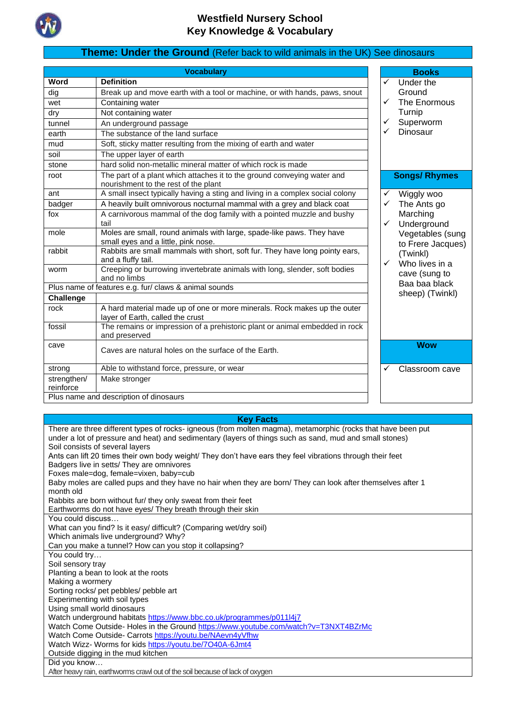# Westfield Nursery School
## Key Knowledge & Vocabulary

**Theme: Under the Ground** (Refer back to wild animals in the UK) See dinosaurs

| Vocabulary | |
|---|---|
| **Word** | **Definition** |
| dig | Break up and move earth with a tool or machine, or with hands, paws, snout |
| wet | Containing water |
| dry | Not containing water |
| tunnel | An underground passage |
| earth | The substance of the land surface |
| mud | Soft, sticky matter resulting from the mixing of earth and water |
| soil | The upper layer of earth |
| stone | hard solid non-metallic mineral matter of which rock is made |
| root | The part of a plant which attaches it to the ground conveying water and nourishment to the rest of the plant |
| ant | A small insect typically having a sting and living in a complex social colony |
| badger | A heavily built omnivorous nocturnal mammal with a grey and black coat |
| fox | A carnivorous mammal of the dog family with a pointed muzzle and bushy tail |
| mole | Moles are small, round animals with large, spade-like paws. They have small eyes and a little, pink nose. |
| rabbit | Rabbits are small mammals with short, soft fur. They have long pointy ears, and a fluffy tail. |
| worm | Creeping or burrowing invertebrate animals with long, slender, soft bodies and no limbs |
| Plus name of features e.g. fur/ claws & animal sounds | |
| **Challenge** | |
| rock | A hard material made up of one or more minerals. Rock makes up the outer layer of Earth, called the crust |
| fossil | The remains or impression of a prehistoric plant or animal embedded in rock and preserved |
| cave | Caves are natural holes on the surface of the Earth. |
| strong | Able to withstand force, pressure, or wear |
| strengthen/ reinforce | Make stronger |
| Plus name and description of dinosaurs | |

**Books**

- ✓ Under the Ground
- ✓ The Enormous Turnip
- ✓ Superworm
- ✓ Dinosaur

**Songs/ Rhymes**

- ✓ Wiggly woo
- ✓ The Ants go Marching
- ✓ Underground Vegetables (sung to Frere Jacques) (Twinkl)
- ✓ Who lives in a cave (sung to Baa baa black sheep) (Twinkl)

**Wow**

- ✓ Classroom cave

**Key Facts**

There are three different types of rocks- igneous (from molten magma), metamorphic (rocks that have been put under a lot of pressure and heat) and sedimentary (layers of things such as sand, mud and small stones)
Soil consists of several layers
Ants can lift 20 times their own body weight/ They don't have ears they feel vibrations through their feet
Badgers live in setts/ They are omnivores
Foxes male=dog, female=vixen, baby=cub
Baby moles are called pups and they have no hair when they are born/ They can look after themselves after 1 month old
Rabbits are born without fur/ they only sweat from their feet
Earthworms do not have eyes/ They breath through their skin

You could discuss…
What can you find? Is it easy/ difficult? (Comparing wet/dry soil)
Which animals live underground? Why?
Can you make a tunnel? How can you stop it collapsing?

You could try…
Soil sensory tray
Planting a bean to look at the roots
Making a wormery
Sorting rocks/ pet pebbles/ pebble art
Experimenting with soil types
Using small world dinosaurs
Watch underground habitats https://www.bbc.co.uk/programmes/p011l4j7
Watch Come Outside- Holes in the Ground https://www.youtube.com/watch?v=T3NXT4BZrMc
Watch Come Outside- Carrots https://youtu.be/NAevn4yVfhw
Watch Wizz- Worms for kids https://youtu.be/7O40A-6Jmt4
Outside digging in the mud kitchen

Did you know…
After heavy rain, earthworms crawl out of the soil because of lack of oxygen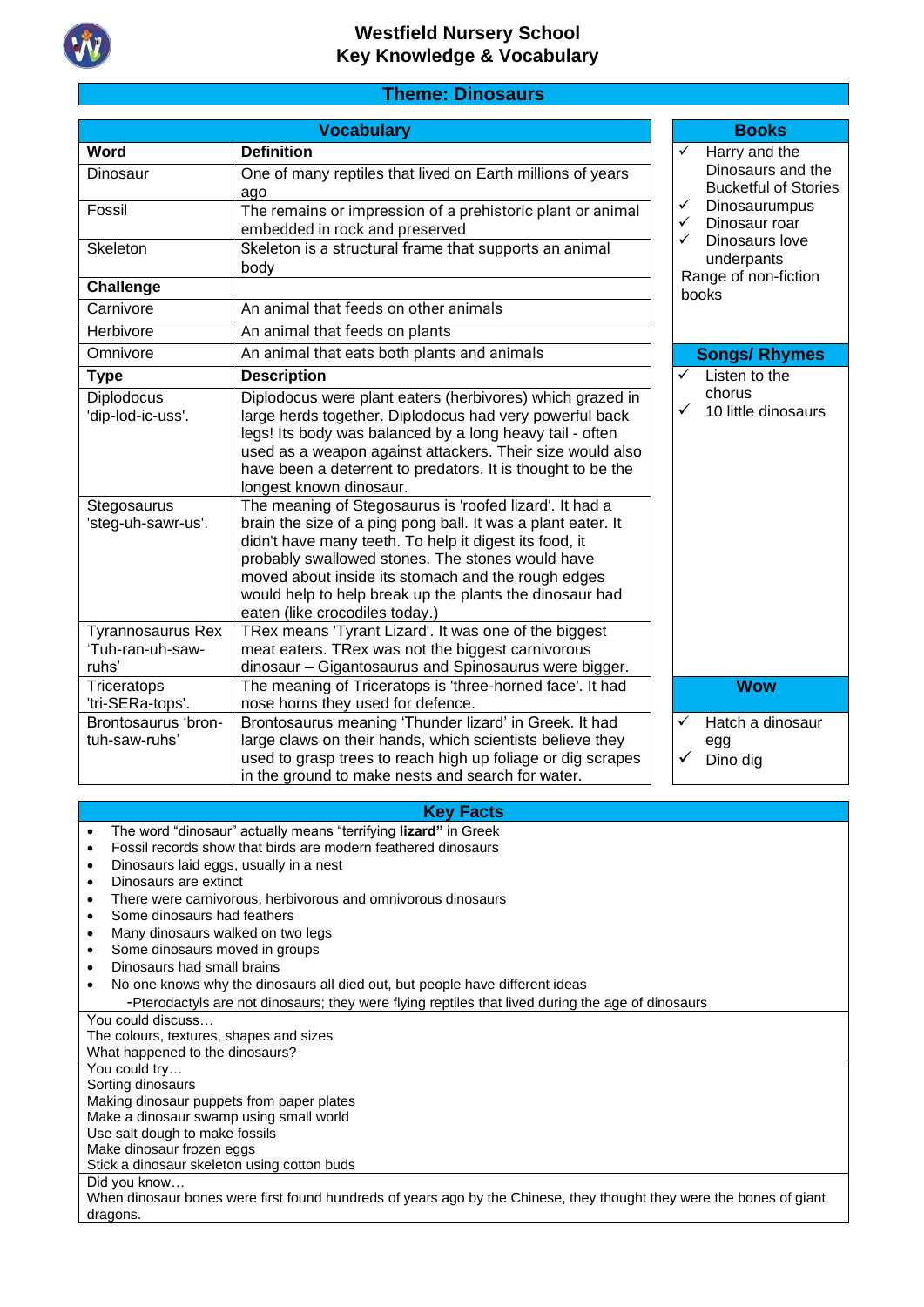# Westfield Nursery School
## Key Knowledge & Vocabulary

## Theme: Dinosaurs

### Vocabulary

| Word | Definition |
|---|---|
| Dinosaur | One of many reptiles that lived on Earth millions of years ago |
| Fossil | The remains or impression of a prehistoric plant or animal embedded in rock and preserved |
| Skeleton | Skeleton is a structural frame that supports an animal body |
| **Challenge** | |
| Carnivore | An animal that feeds on other animals |
| Herbivore | An animal that feeds on plants |
| Omnivore | An animal that eats both plants and animals |
| **Type** | **Description** |
| Diplodocus 'dip-lod-ic-uss'. | Diplodocus were plant eaters (herbivores) which grazed in large herds together. Diplodocus had very powerful back legs! Its body was balanced by a long heavy tail - often used as a weapon against attackers. Their size would also have been a deterrent to predators. It is thought to be the longest known dinosaur. |
| Stegosaurus 'steg-uh-sawr-us'. | The meaning of Stegosaurus is 'roofed lizard'. It had a brain the size of a ping pong ball. It was a plant eater. It didn't have many teeth. To help it digest its food, it probably swallowed stones. The stones would have moved about inside its stomach and the rough edges would help to help break up the plants the dinosaur had eaten (like crocodiles today.) |
| Tyrannosaurus Rex 'Tuh-ran-uh-saw-ruhs' | TRex means 'Tyrant Lizard'. It was one of the biggest meat eaters. TRex was not the biggest carnivorous dinosaur – Gigantosaurus and Spinosaurus were bigger. |
| Triceratops 'tri-SERa-tops'. | The meaning of Triceratops is 'three-horned face'. It had nose horns they used for defence. |
| Brontosaurus 'bron-tuh-saw-ruhs' | Brontosaurus meaning 'Thunder lizard' in Greek. It had large claws on their hands, which scientists believe they used to grasp trees to reach high up foliage or dig scrapes in the ground to make nests and search for water. |

### Books

- ✓ Harry and the Dinosaurs and the Bucketful of Stories
- ✓ Dinosaurumpus
- ✓ Dinosaur roar
- ✓ Dinosaurs love underpants

Range of non-fiction books

### Songs/ Rhymes

- ✓ Listen to the chorus
- ✓ 10 little dinosaurs

### Wow

- ✓ Hatch a dinosaur egg
- ✓ Dino dig

### Key Facts

- The word "dinosaur" actually means "terrifying **lizard"** in Greek
- Fossil records show that birds are modern feathered dinosaurs
- Dinosaurs laid eggs, usually in a nest
- Dinosaurs are extinct
- There were carnivorous, herbivorous and omnivorous dinosaurs
- Some dinosaurs had feathers
- Many dinosaurs walked on two legs
- Some dinosaurs moved in groups
- Dinosaurs had small brains
- No one knows why the dinosaurs all died out, but people have different ideas

-Pterodactyls are not dinosaurs; they were flying reptiles that lived during the age of dinosaurs

You could discuss…
The colours, textures, shapes and sizes
What happened to the dinosaurs?

You could try…
Sorting dinosaurs
Making dinosaur puppets from paper plates
Make a dinosaur swamp using small world
Use salt dough to make fossils
Make dinosaur frozen eggs
Stick a dinosaur skeleton using cotton buds

Did you know…
When dinosaur bones were first found hundreds of years ago by the Chinese, they thought they were the bones of giant dragons.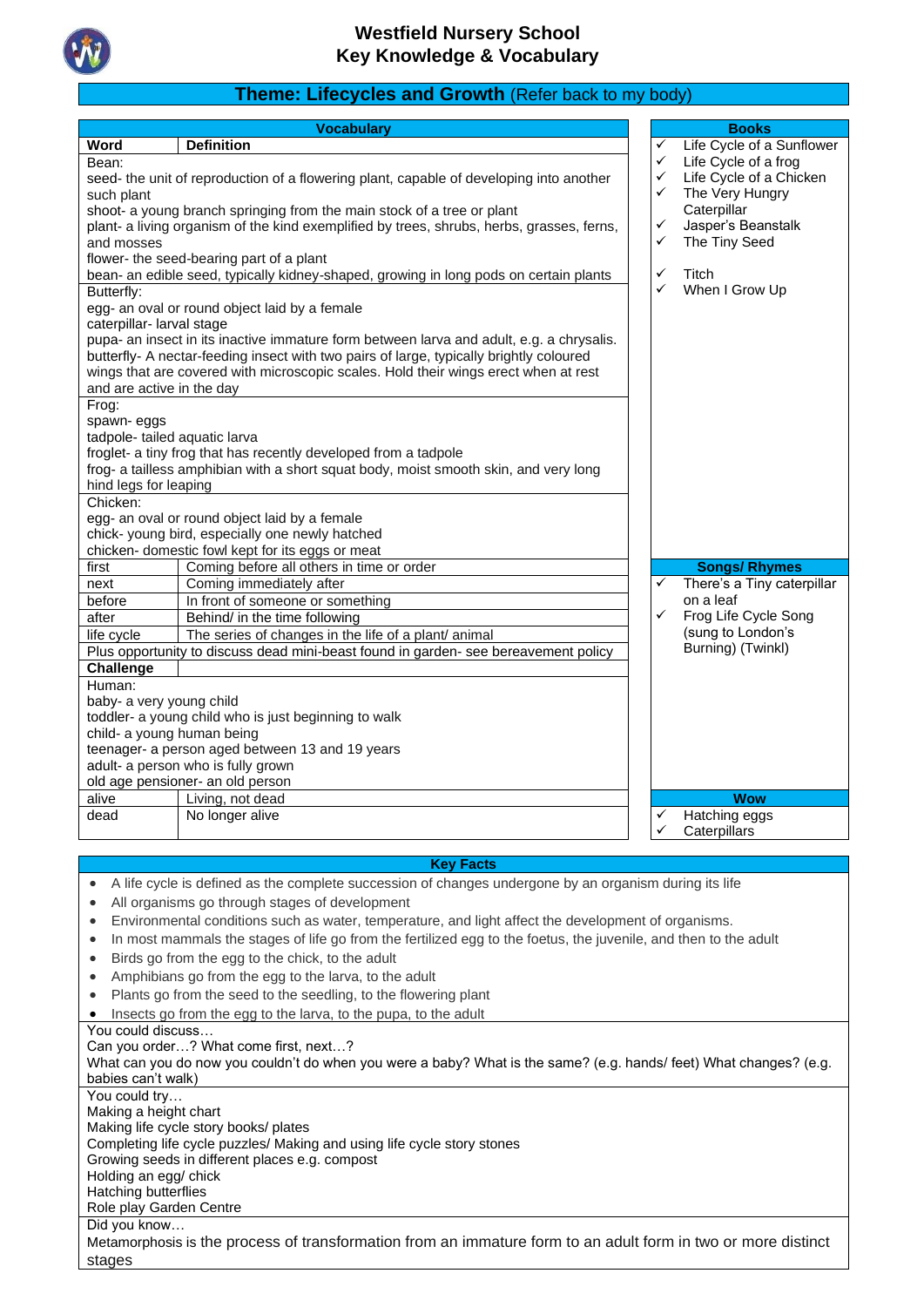# Westfield Nursery School
## Key Knowledge & Vocabulary

### Theme: Lifecycles and Growth (Refer back to my body)

| Vocabulary | |
|---|---|
| **Word** | **Definition** |
| Bean:<br>seed- the unit of reproduction of a flowering plant, capable of developing into another such plant<br>shoot- a young branch springing from the main stock of a tree or plant<br>plant- a living organism of the kind exemplified by trees, shrubs, herbs, grasses, ferns, and mosses<br>flower- the seed-bearing part of a plant<br>bean- an edible seed, typically kidney-shaped, growing in long pods on certain plants | |
| Butterfly:<br>egg- an oval or round object laid by a female<br>caterpillar- larval stage<br>pupa- an insect in its inactive immature form between larva and adult, e.g. a chrysalis.<br>butterfly- A nectar-feeding insect with two pairs of large, typically brightly coloured wings that are covered with microscopic scales. Hold their wings erect when at rest and are active in the day | |
| Frog:<br>spawn- eggs<br>tadpole- tailed aquatic larva<br>froglet- a tiny frog that has recently developed from a tadpole<br>frog- a tailless amphibian with a short squat body, moist smooth skin, and very long hind legs for leaping | |
| Chicken:<br>egg- an oval or round object laid by a female<br>chick- young bird, especially one newly hatched<br>chicken- domestic fowl kept for its eggs or meat | |
| first | Coming before all others in time or order |
| next | Coming immediately after |
| before | In front of someone or something |
| after | Behind/ in the time following |
| life cycle | The series of changes in the life of a plant/ animal |
| Plus opportunity to discuss dead mini-beast found in garden- see bereavement policy | |
| **Challenge** | |
| Human:<br>baby- a very young child<br>toddler- a young child who is just beginning to walk<br>child- a young human being<br>teenager- a person aged between 13 and 19 years<br>adult- a person who is fully grown<br>old age pensioner- an old person | |
| alive | Living, not dead |
| dead | No longer alive |

**Books**

- ✓ Life Cycle of a Sunflower
- ✓ Life Cycle of a frog
- ✓ Life Cycle of a Chicken
- ✓ The Very Hungry Caterpillar
- ✓ Jasper's Beanstalk
- ✓ The Tiny Seed
- ✓ Titch
- ✓ When I Grow Up

**Songs/ Rhymes**

- ✓ There's a Tiny caterpillar on a leaf
- ✓ Frog Life Cycle Song (sung to London's Burning) (Twinkl)

**Wow**

- ✓ Hatching eggs
- ✓ Caterpillars

**Key Facts**

- A life cycle is defined as the complete succession of changes undergone by an organism during its life
- All organisms go through stages of development
- Environmental conditions such as water, temperature, and light affect the development of organisms.
- In most mammals the stages of life go from the fertilized egg to the foetus, the juvenile, and then to the adult
- Birds go from the egg to the chick, to the adult
- Amphibians go from the egg to the larva, to the adult
- Plants go from the seed to the seedling, to the flowering plant
- Insects go from the egg to the larva, to the pupa, to the adult

You could discuss…
Can you order…? What come first, next…?
What can you do now you couldn't do when you were a baby? What is the same? (e.g. hands/ feet) What changes? (e.g. babies can't walk)

You could try…
Making a height chart
Making life cycle story books/ plates
Completing life cycle puzzles/ Making and using life cycle story stones
Growing seeds in different places e.g. compost
Holding an egg/ chick
Hatching butterflies
Role play Garden Centre

Did you know…
Metamorphosis is the process of transformation from an immature form to an adult form in two or more distinct stages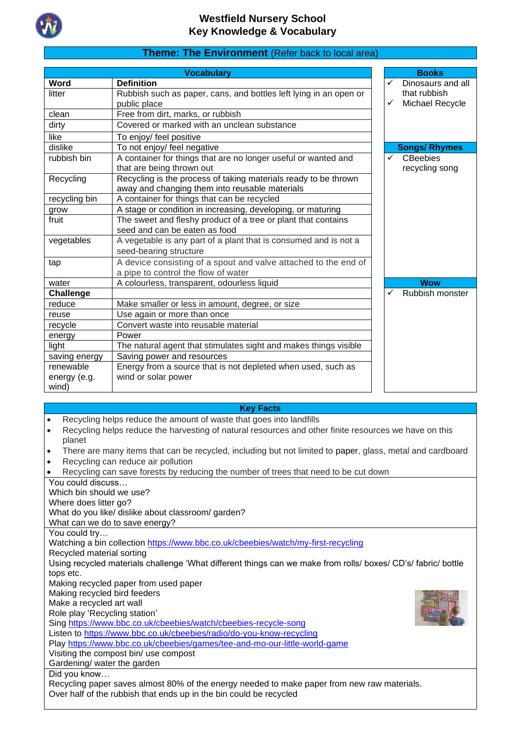# Westfield Nursery School
## Key Knowledge & Vocabulary

## Theme: The Environment (Refer back to local area)

| Word | Definition |
|---|---|
| litter | Rubbish such as paper, cans, and bottles left lying in an open or public place |
| clean | Free from dirt, marks, or rubbish |
| dirty | Covered or marked with an unclean substance |
| like | To enjoy/ feel positive |
| dislike | To not enjoy/ feel negative |
| rubbish bin | A container for things that are no longer useful or wanted and that are being thrown out |
| Recycling | Recycling is the process of taking materials ready to be thrown away and changing them into reusable materials |
| recycling bin | A container for things that can be recycled |
| grow | A stage or condition in increasing, developing, or maturing |
| fruit | The sweet and fleshy product of a tree or plant that contains seed and can be eaten as food |
| vegetables | A vegetable is any part of a plant that is consumed and is not a seed-bearing structure |
| tap | A device consisting of a spout and valve attached to the end of a pipe to control the flow of water |
| water | A colourless, transparent, odourless liquid |
| **Challenge** | |
| reduce | Make smaller or less in amount, degree, or size |
| reuse | Use again or more than once |
| recycle | Convert waste into reusable material |
| energy | Power |
| light | The natural agent that stimulates sight and makes things visible |
| saving energy | Saving power and resources |
| renewable energy (e.g. wind) | Energy from a source that is not depleted when used, such as wind or solar power |

### Books
- ✓ Dinosaurs and all that rubbish
- ✓ Michael Recycle

### Songs/ Rhymes
- ✓ CBeebies recycling song

### Wow
- ✓ Rubbish monster

### Key Facts
- Recycling helps reduce the amount of waste that goes into landfills
- Recycling helps reduce the harvesting of natural resources and other finite resources we have on this planet
- There are many items that can be recycled, including but not limited to paper, glass, metal and cardboard
- Recycling can reduce air pollution
- Recycling can save forests by reducing the number of trees that need to be cut down

You could discuss…
Which bin should we use?
Where does litter go?
What do you like/ dislike about classroom/ garden?
What can we do to save energy?

You could try…
Watching a bin collection https://www.bbc.co.uk/cbeebies/watch/my-first-recycling
Recycled material sorting
Using recycled materials challenge 'What different things can we make from rolls/ boxes/ CD's/ fabric/ bottle tops etc.
Making recycled paper from used paper
Making recycled bird feeders
Make a recycled art wall
Role play 'Recycling station'
Sing https://www.bbc.co.uk/cbeebies/watch/cbeebies-recycle-song
Listen to https://www.bbc.co.uk/cbeebies/radio/do-you-know-recycling
Play https://www.bbc.co.uk/cbeebies/games/tee-and-mo-our-little-world-game
Visiting the compost bin/ use compost
Gardening/ water the garden

Did you know…
Recycling paper saves almost 80% of the energy needed to make paper from new raw materials.
Over half of the rubbish that ends up in the bin could be recycled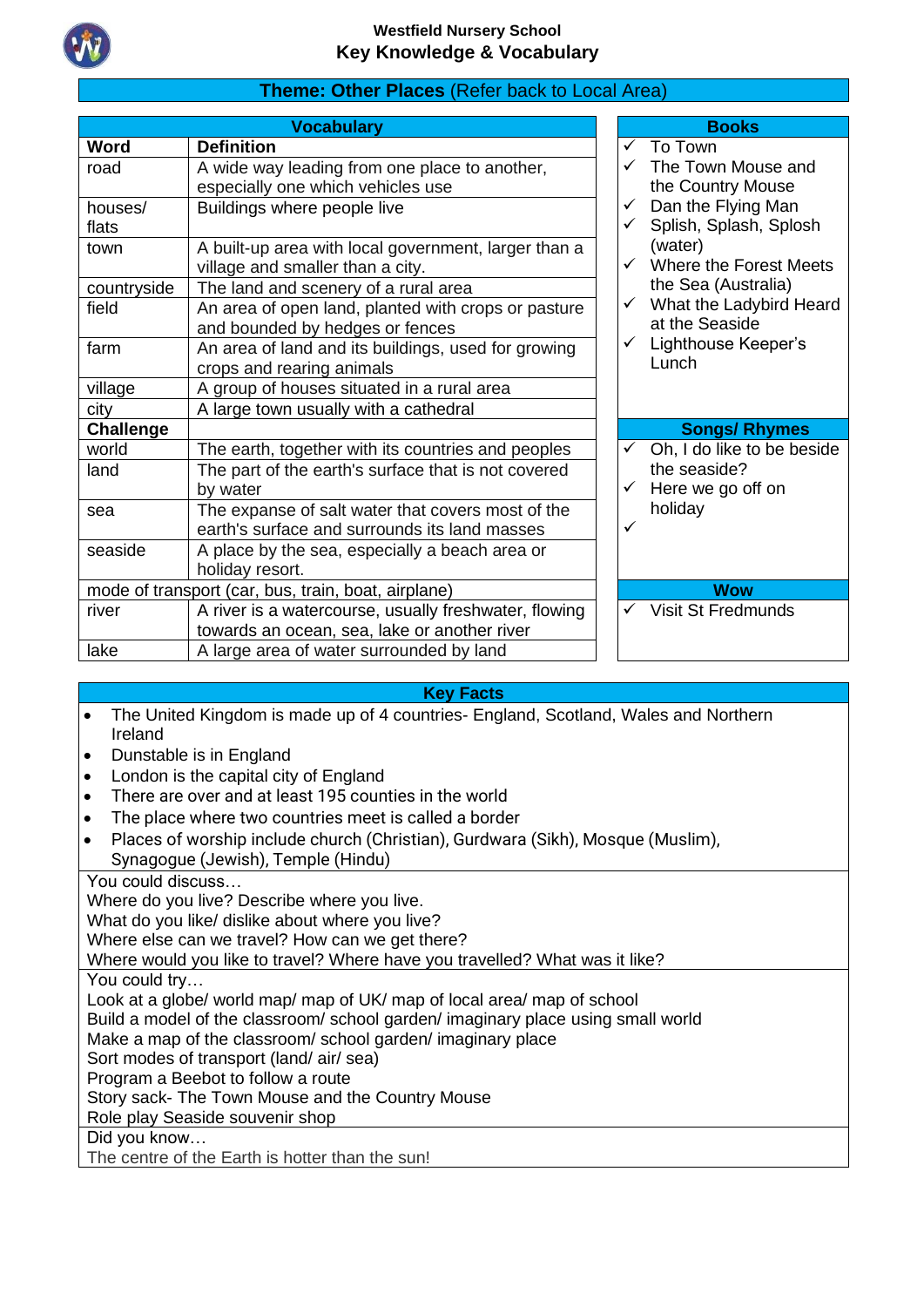**Westfield Nursery School**
## Key Knowledge & Vocabulary

### Theme: Other Places (Refer back to Local Area)

| Vocabulary | |
|---|---|
| **Word** | **Definition** |
| road | A wide way leading from one place to another, especially one which vehicles use |
| houses/ flats | Buildings where people live |
| town | A built-up area with local government, larger than a village and smaller than a city. |
| countryside | The land and scenery of a rural area |
| field | An area of open land, planted with crops or pasture and bounded by hedges or fences |
| farm | An area of land and its buildings, used for growing crops and rearing animals |
| village | A group of houses situated in a rural area |
| city | A large town usually with a cathedral |
| **Challenge** | |
| world | The earth, together with its countries and peoples |
| land | The part of the earth's surface that is not covered by water |
| sea | The expanse of salt water that covers most of the earth's surface and surrounds its land masses |
| seaside | A place by the sea, especially a beach area or holiday resort. |
| mode of transport (car, bus, train, boat, airplane) | |
| river | A river is a watercourse, usually freshwater, flowing towards an ocean, sea, lake or another river |
| lake | A large area of water surrounded by land |

**Books**
- ✓ To Town
- ✓ The Town Mouse and the Country Mouse
- ✓ Dan the Flying Man
- ✓ Splish, Splash, Splosh (water)
- ✓ Where the Forest Meets the Sea (Australia)
- ✓ What the Ladybird Heard at the Seaside
- ✓ Lighthouse Keeper's Lunch

**Songs/ Rhymes**
- ✓ Oh, I do like to be beside the seaside?
- ✓ Here we go off on holiday
- ✓

**Wow**
- ✓ Visit St Fredmunds

**Key Facts**
- The United Kingdom is made up of 4 countries- England, Scotland, Wales and Northern Ireland
- Dunstable is in England
- London is the capital city of England
- There are over and at least 195 counties in the world
- The place where two countries meet is called a border
- Places of worship include church (Christian), Gurdwara (Sikh), Mosque (Muslim), Synagogue (Jewish), Temple (Hindu)

You could discuss…
Where do you live? Describe where you live.
What do you like/ dislike about where you live?
Where else can we travel? How can we get there?
Where would you like to travel? Where have you travelled? What was it like?

You could try…
Look at a globe/ world map/ map of UK/ map of local area/ map of school
Build a model of the classroom/ school garden/ imaginary place using small world
Make a map of the classroom/ school garden/ imaginary place
Sort modes of transport (land/ air/ sea)
Program a Beebot to follow a route
Story sack- The Town Mouse and the Country Mouse
Role play Seaside souvenir shop

Did you know…
The centre of the Earth is hotter than the sun!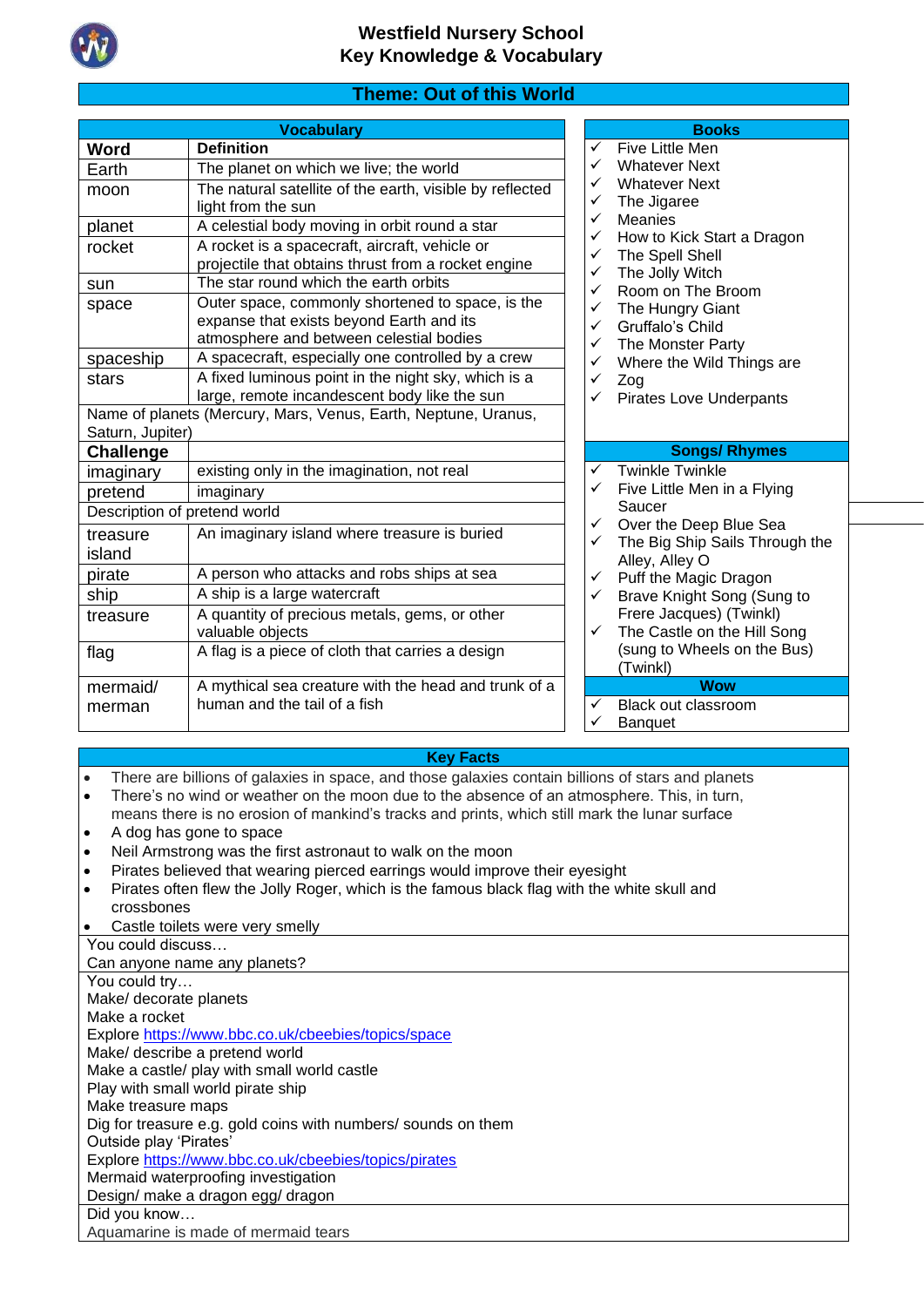# Westfield Nursery School
## Key Knowledge & Vocabulary

### Theme: Out of this World

**Vocabulary**

| Word | Definition |
|---|---|
| Earth | The planet on which we live; the world |
| moon | The natural satellite of the earth, visible by reflected light from the sun |
| planet | A celestial body moving in orbit round a star |
| rocket | A rocket is a spacecraft, aircraft, vehicle or projectile that obtains thrust from a rocket engine |
| sun | The star round which the earth orbits |
| space | Outer space, commonly shortened to space, is the expanse that exists beyond Earth and its atmosphere and between celestial bodies |
| spaceship | A spacecraft, especially one controlled by a crew |
| stars | A fixed luminous point in the night sky, which is a large, remote incandescent body like the sun |
| Name of planets (Mercury, Mars, Venus, Earth, Neptune, Uranus, Saturn, Jupiter) | |
| **Challenge** | |
| imaginary | existing only in the imagination, not real |
| pretend | imaginary |
| Description of pretend world | |
| treasure island | An imaginary island where treasure is buried |
| pirate | A person who attacks and robs ships at sea |
| ship | A ship is a large watercraft |
| treasure | A quantity of precious metals, gems, or other valuable objects |
| flag | A flag is a piece of cloth that carries a design |
| mermaid/ merman | A mythical sea creature with the head and trunk of a human and the tail of a fish |

**Books**

- ✓ Five Little Men
- ✓ Whatever Next
- ✓ Whatever Next
- ✓ The Jigaree
- ✓ Meanies
- ✓ How to Kick Start a Dragon
- ✓ The Spell Shell
- ✓ The Jolly Witch
- ✓ Room on The Broom
- ✓ The Hungry Giant
- ✓ Gruffalo's Child
- ✓ The Monster Party
- ✓ Where the Wild Things are
- ✓ Zog
- ✓ Pirates Love Underpants

**Songs/ Rhymes**

- ✓ Twinkle Twinkle
- ✓ Five Little Men in a Flying Saucer
- ✓ Over the Deep Blue Sea
- ✓ The Big Ship Sails Through the Alley, Alley O
- ✓ Puff the Magic Dragon
- ✓ Brave Knight Song (Sung to Frere Jacques) (Twinkl)
- ✓ The Castle on the Hill Song (sung to Wheels on the Bus) (Twinkl)

**Wow**

- ✓ Black out classroom
- ✓ Banquet

**Key Facts**

- There are billions of galaxies in space, and those galaxies contain billions of stars and planets
- There's no wind or weather on the moon due to the absence of an atmosphere. This, in turn, means there is no erosion of mankind's tracks and prints, which still mark the lunar surface
- A dog has gone to space
- Neil Armstrong was the first astronaut to walk on the moon
- Pirates believed that wearing pierced earrings would improve their eyesight
- Pirates often flew the Jolly Roger, which is the famous black flag with the white skull and crossbones
- Castle toilets were very smelly

You could discuss…
Can anyone name any planets?

You could try…
Make/ decorate planets
Make a rocket
Explore https://www.bbc.co.uk/cbeebies/topics/space
Make/ describe a pretend world
Make a castle/ play with small world castle
Play with small world pirate ship
Make treasure maps
Dig for treasure e.g. gold coins with numbers/ sounds on them
Outside play 'Pirates'
Explore https://www.bbc.co.uk/cbeebies/topics/pirates
Mermaid waterproofing investigation
Design/ make a dragon egg/ dragon

Did you know…
Aquamarine is made of mermaid tears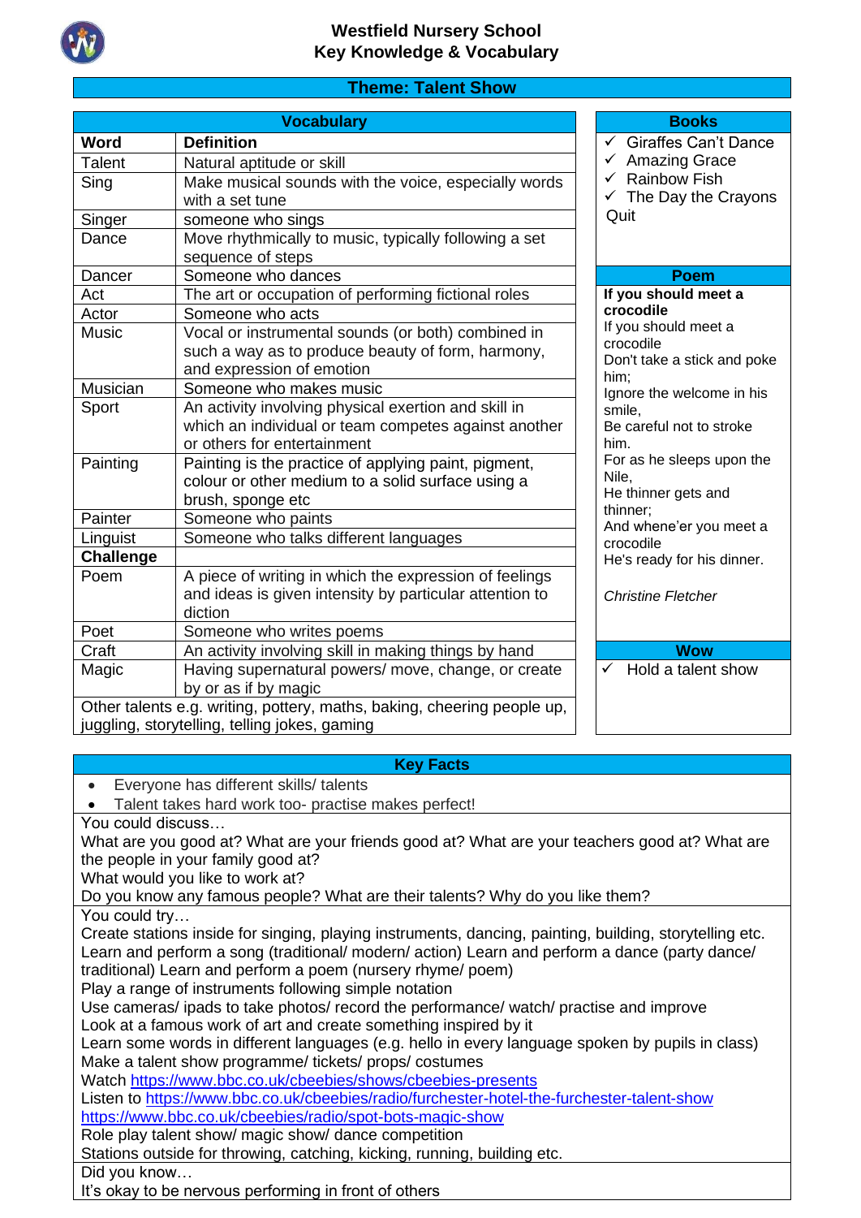# Westfield Nursery School
## Key Knowledge & Vocabulary

## Theme: Talent Show

### Vocabulary

| Word | Definition |
|---|---|
| Talent | Natural aptitude or skill |
| Sing | Make musical sounds with the voice, especially words with a set tune |
| Singer | someone who sings |
| Dance | Move rhythmically to music, typically following a set sequence of steps |
| Dancer | Someone who dances |
| Act | The art or occupation of performing fictional roles |
| Actor | Someone who acts |
| Music | Vocal or instrumental sounds (or both) combined in such a way as to produce beauty of form, harmony, and expression of emotion |
| Musician | Someone who makes music |
| Sport | An activity involving physical exertion and skill in which an individual or team competes against another or others for entertainment |
| Painting | Painting is the practice of applying paint, pigment, colour or other medium to a solid surface using a brush, sponge etc |
| Painter | Someone who paints |
| Linguist | Someone who talks different languages |
| **Challenge** | |
| Poem | A piece of writing in which the expression of feelings and ideas is given intensity by particular attention to diction |
| Poet | Someone who writes poems |
| Craft | An activity involving skill in making things by hand |
| Magic | Having supernatural powers/ move, change, or create by or as if by magic |
| Other talents e.g. writing, pottery, maths, baking, cheering people up, juggling, storytelling, telling jokes, gaming | |

### Books

- ✓ Giraffes Can't Dance
- ✓ Amazing Grace
- ✓ Rainbow Fish
- ✓ The Day the Crayons Quit

### Poem

**If you should meet a crocodile**

If you should meet a crocodile
Don't take a stick and poke him;
Ignore the welcome in his smile,
Be careful not to stroke him.
For as he sleeps upon the Nile,
He thinner gets and thinner;
And whene'er you meet a crocodile
He's ready for his dinner.

*Christine Fletcher*

### Wow

- ✓ Hold a talent show

### Key Facts

- Everyone has different skills/ talents
- Talent takes hard work too- practise makes perfect!

You could discuss…

What are you good at? What are your friends good at? What are your teachers good at? What are the people in your family good at?
What would you like to work at?
Do you know any famous people? What are their talents? Why do you like them?

You could try…

Create stations inside for singing, playing instruments, dancing, painting, building, storytelling etc.
Learn and perform a song (traditional/ modern/ action) Learn and perform a dance (party dance/ traditional) Learn and perform a poem (nursery rhyme/ poem)
Play a range of instruments following simple notation
Use cameras/ ipads to take photos/ record the performance/ watch/ practise and improve
Look at a famous work of art and create something inspired by it
Learn some words in different languages (e.g. hello in every language spoken by pupils in class)
Make a talent show programme/ tickets/ props/ costumes
Watch https://www.bbc.co.uk/cbeebies/shows/cbeebies-presents
Listen to https://www.bbc.co.uk/cbeebies/radio/furchester-hotel-the-furchester-talent-show
https://www.bbc.co.uk/cbeebies/radio/spot-bots-magic-show
Role play talent show/ magic show/ dance competition
Stations outside for throwing, catching, kicking, running, building etc.

Did you know…

It's okay to be nervous performing in front of others